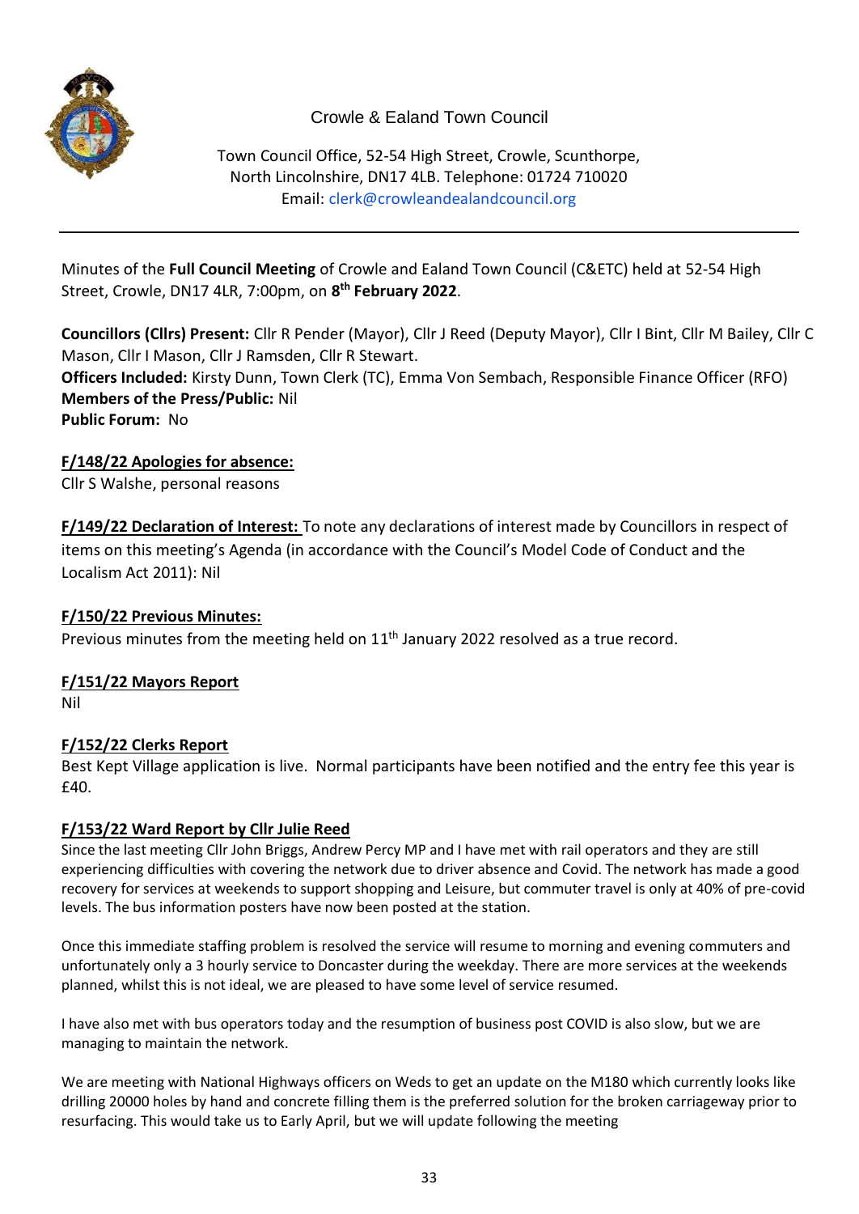Crowle & Ealand Town Council

Town Council Office, 52-54 High Street, Crowle, Scunthorpe, North Lincolnshire, DN17 4LB. Telephone: 01724 710020
Email: clerk@crowleandealandcouncil.org

---

Minutes of the **Full Council Meeting** of Crowle and Ealand Town Council (C&ETC) held at 52-54 High Street, Crowle, DN17 4LR, 7:00pm, on **8th February 2022**.

**Councillors (Cllrs) Present:** Cllr R Pender (Mayor), Cllr J Reed (Deputy Mayor), Cllr I Bint, Cllr M Bailey, Cllr C Mason, Cllr I Mason, Cllr J Ramsden, Cllr R Stewart.
**Officers Included:** Kirsty Dunn, Town Clerk (TC), Emma Von Sembach, Responsible Finance Officer (RFO)
**Members of the Press/Public:** Nil
**Public Forum:** No

**F/148/22 Apologies for absence:**
Cllr S Walshe, personal reasons

**F/149/22 Declaration of Interest:** To note any declarations of interest made by Councillors in respect of items on this meeting's Agenda (in accordance with the Council's Model Code of Conduct and the Localism Act 2011): Nil

**F/150/22 Previous Minutes:**
Previous minutes from the meeting held on 11th January 2022 resolved as a true record.

**F/151/22 Mayors Report**
Nil

**F/152/22 Clerks Report**
Best Kept Village application is live. Normal participants have been notified and the entry fee this year is £40.

**F/153/22 Ward Report by Cllr Julie Reed**
Since the last meeting Cllr John Briggs, Andrew Percy MP and I have met with rail operators and they are still experiencing difficulties with covering the network due to driver absence and Covid. The network has made a good recovery for services at weekends to support shopping and Leisure, but commuter travel is only at 40% of pre-covid levels. The bus information posters have now been posted at the station.

Once this immediate staffing problem is resolved the service will resume to morning and evening commuters and unfortunately only a 3 hourly service to Doncaster during the weekday. There are more services at the weekends planned, whilst this is not ideal, we are pleased to have some level of service resumed.

I have also met with bus operators today and the resumption of business post COVID is also slow, but we are managing to maintain the network.

We are meeting with National Highways officers on Weds to get an update on the M180 which currently looks like drilling 20000 holes by hand and concrete filling them is the preferred solution for the broken carriageway prior to resurfacing. This would take us to Early April, but we will update following the meeting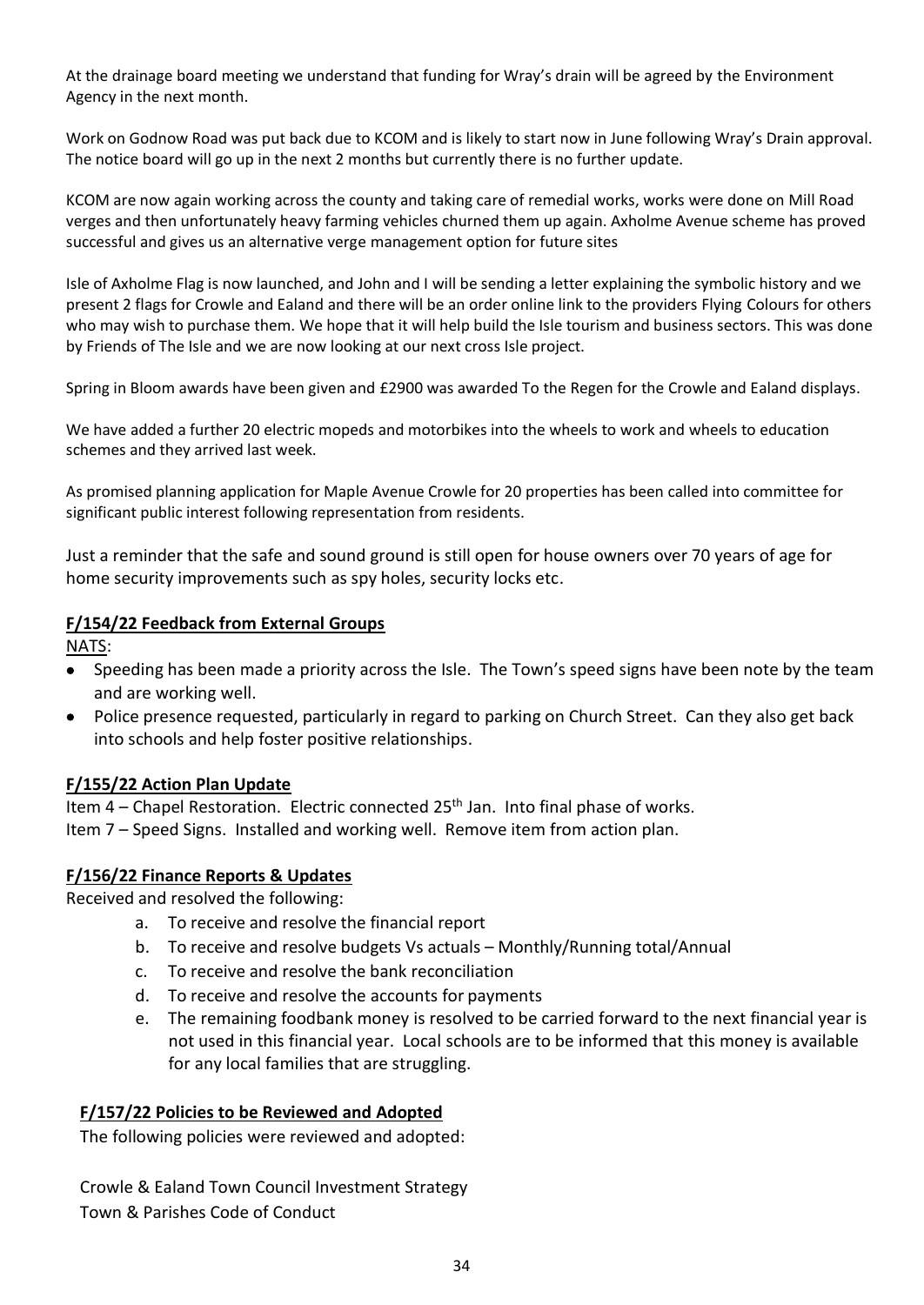At the drainage board meeting we understand that funding for Wray's drain will be agreed by the Environment Agency in the next month.

Work on Godnow Road was put back due to KCOM and is likely to start now in June following Wray's Drain approval. The notice board will go up in the next 2 months but currently there is no further update.

KCOM are now again working across the county and taking care of remedial works, works were done on Mill Road verges and then unfortunately heavy farming vehicles churned them up again. Axholme Avenue scheme has proved successful and gives us an alternative verge management option for future sites

Isle of Axholme Flag is now launched, and John and I will be sending a letter explaining the symbolic history and we present 2 flags for Crowle and Ealand and there will be an order online link to the providers Flying Colours for others who may wish to purchase them. We hope that it will help build the Isle tourism and business sectors. This was done by Friends of The Isle and we are now looking at our next cross Isle project.

Spring in Bloom awards have been given and £2900 was awarded To the Regen for the Crowle and Ealand displays.

We have added a further 20 electric mopeds and motorbikes into the wheels to work and wheels to education schemes and they arrived last week.

As promised planning application for Maple Avenue Crowle for 20 properties has been called into committee for significant public interest following representation from residents.

Just a reminder that the safe and sound ground is still open for house owners over 70 years of age for home security improvements such as spy holes, security locks etc.

**F/154/22 Feedback from External Groups**

NATS:

- Speeding has been made a priority across the Isle. The Town's speed signs have been note by the team and are working well.
- Police presence requested, particularly in regard to parking on Church Street. Can they also get back into schools and help foster positive relationships.

**F/155/22 Action Plan Update**

Item 4 – Chapel Restoration. Electric connected 25th Jan. Into final phase of works.
Item 7 – Speed Signs. Installed and working well. Remove item from action plan.

**F/156/22 Finance Reports & Updates**

Received and resolved the following:

a. To receive and resolve the financial report
b. To receive and resolve budgets Vs actuals – Monthly/Running total/Annual
c. To receive and resolve the bank reconciliation
d. To receive and resolve the accounts for payments
e. The remaining foodbank money is resolved to be carried forward to the next financial year is not used in this financial year. Local schools are to be informed that this money is available for any local families that are struggling.

**F/157/22 Policies to be Reviewed and Adopted**

The following policies were reviewed and adopted:

Crowle & Ealand Town Council Investment Strategy
Town & Parishes Code of Conduct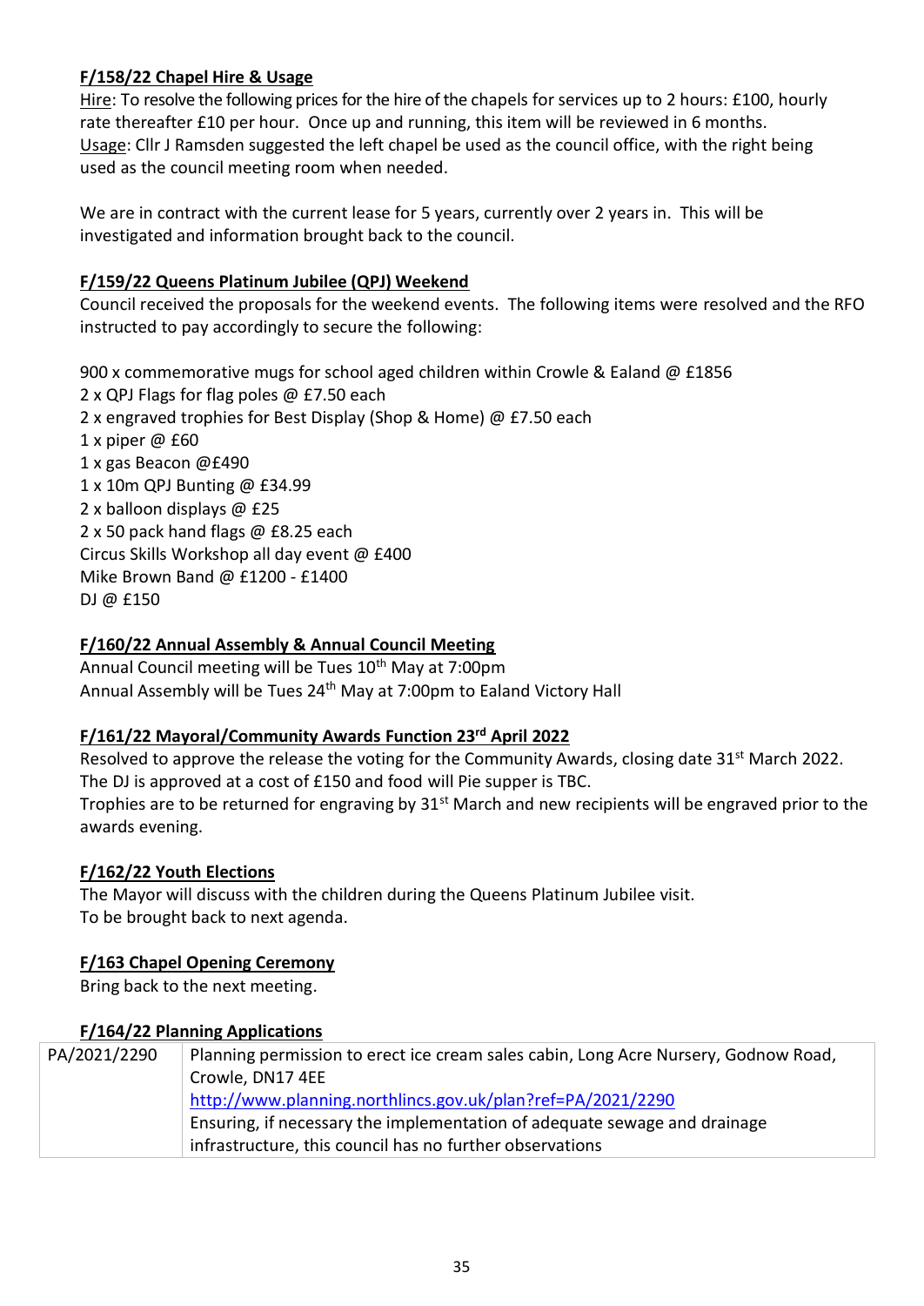### F/158/22 Chapel Hire & Usage

Hire: To resolve the following prices for the hire of the chapels for services up to 2 hours: £100, hourly rate thereafter £10 per hour. Once up and running, this item will be reviewed in 6 months.
Usage: Cllr J Ramsden suggested the left chapel be used as the council office, with the right being used as the council meeting room when needed.

We are in contract with the current lease for 5 years, currently over 2 years in. This will be investigated and information brought back to the council.

### F/159/22 Queens Platinum Jubilee (QPJ) Weekend

Council received the proposals for the weekend events. The following items were resolved and the RFO instructed to pay accordingly to secure the following:

900 x commemorative mugs for school aged children within Crowle & Ealand @ £1856
2 x QPJ Flags for flag poles @ £7.50 each
2 x engraved trophies for Best Display (Shop & Home) @ £7.50 each
1 x piper @ £60
1 x gas Beacon @£490
1 x 10m QPJ Bunting @ £34.99
2 x balloon displays @ £25
2 x 50 pack hand flags @ £8.25 each
Circus Skills Workshop all day event @ £400
Mike Brown Band @ £1200 - £1400
DJ @ £150

### F/160/22 Annual Assembly & Annual Council Meeting

Annual Council meeting will be Tues 10th May at 7:00pm
Annual Assembly will be Tues 24th May at 7:00pm to Ealand Victory Hall

### F/161/22 Mayoral/Community Awards Function 23rd April 2022

Resolved to approve the release the voting for the Community Awards, closing date 31st March 2022. The DJ is approved at a cost of £150 and food will Pie supper is TBC.
Trophies are to be returned for engraving by 31st March and new recipients will be engraved prior to the awards evening.

### F/162/22 Youth Elections

The Mayor will discuss with the children during the Queens Platinum Jubilee visit.
To be brought back to next agenda.

### F/163 Chapel Opening Ceremony

Bring back to the next meeting.

### F/164/22 Planning Applications

| | |
|---|---|
| PA/2021/2290 | Planning permission to erect ice cream sales cabin, Long Acre Nursery, Godnow Road, Crowle, DN17 4EE<br>http://www.planning.northlincs.gov.uk/plan?ref=PA/2021/2290<br>Ensuring, if necessary the implementation of adequate sewage and drainage infrastructure, this council has no further observations |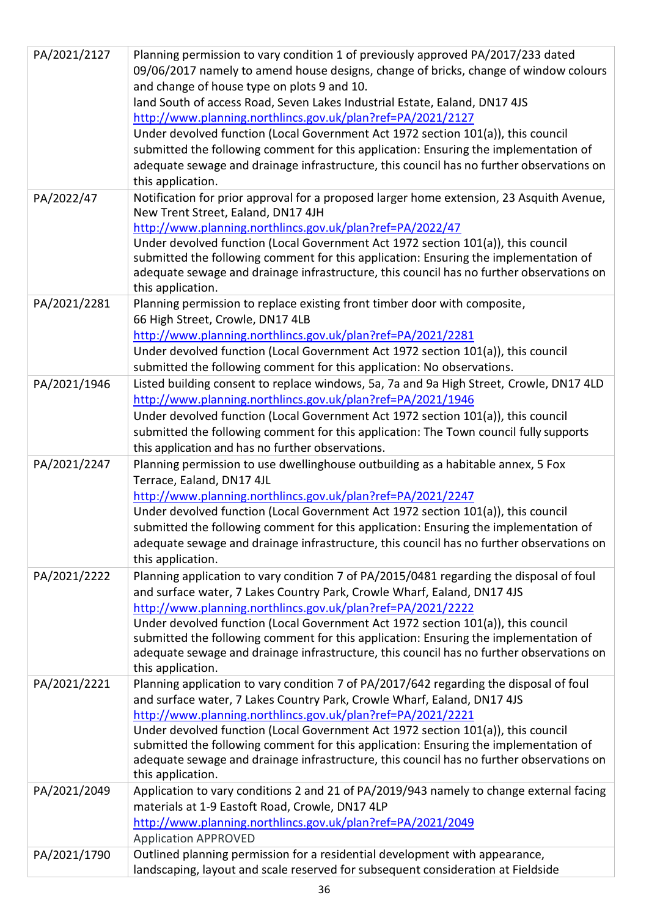| | |
|---|---|
| PA/2021/2127 | Planning permission to vary condition 1 of previously approved PA/2017/233 dated 09/06/2017 namely to amend house designs, change of bricks, change of window colours and change of house type on plots 9 and 10.<br>land South of access Road, Seven Lakes Industrial Estate, Ealand, DN17 4JS<br>http://www.planning.northlincs.gov.uk/plan?ref=PA/2021/2127<br>Under devolved function (Local Government Act 1972 section 101(a)), this council submitted the following comment for this application: Ensuring the implementation of adequate sewage and drainage infrastructure, this council has no further observations on this application. |
| PA/2022/47 | Notification for prior approval for a proposed larger home extension, 23 Asquith Avenue, New Trent Street, Ealand, DN17 4JH<br>http://www.planning.northlincs.gov.uk/plan?ref=PA/2022/47<br>Under devolved function (Local Government Act 1972 section 101(a)), this council submitted the following comment for this application: Ensuring the implementation of adequate sewage and drainage infrastructure, this council has no further observations on this application. |
| PA/2021/2281 | Planning permission to replace existing front timber door with composite, 66 High Street, Crowle, DN17 4LB<br>http://www.planning.northlincs.gov.uk/plan?ref=PA/2021/2281<br>Under devolved function (Local Government Act 1972 section 101(a)), this council submitted the following comment for this application: No observations. |
| PA/2021/1946 | Listed building consent to replace windows, 5a, 7a and 9a High Street, Crowle, DN17 4LD<br>http://www.planning.northlincs.gov.uk/plan?ref=PA/2021/1946<br>Under devolved function (Local Government Act 1972 section 101(a)), this council submitted the following comment for this application: The Town council fully supports this application and has no further observations. |
| PA/2021/2247 | Planning permission to use dwellinghouse outbuilding as a habitable annex, 5 Fox Terrace, Ealand, DN17 4JL<br>http://www.planning.northlincs.gov.uk/plan?ref=PA/2021/2247<br>Under devolved function (Local Government Act 1972 section 101(a)), this council submitted the following comment for this application: Ensuring the implementation of adequate sewage and drainage infrastructure, this council has no further observations on this application. |
| PA/2021/2222 | Planning application to vary condition 7 of PA/2015/0481 regarding the disposal of foul and surface water, 7 Lakes Country Park, Crowle Wharf, Ealand, DN17 4JS<br>http://www.planning.northlincs.gov.uk/plan?ref=PA/2021/2222<br>Under devolved function (Local Government Act 1972 section 101(a)), this council submitted the following comment for this application: Ensuring the implementation of adequate sewage and drainage infrastructure, this council has no further observations on this application. |
| PA/2021/2221 | Planning application to vary condition 7 of PA/2017/642 regarding the disposal of foul and surface water, 7 Lakes Country Park, Crowle Wharf, Ealand, DN17 4JS<br>http://www.planning.northlincs.gov.uk/plan?ref=PA/2021/2221<br>Under devolved function (Local Government Act 1972 section 101(a)), this council submitted the following comment for this application: Ensuring the implementation of adequate sewage and drainage infrastructure, this council has no further observations on this application. |
| PA/2021/2049 | Application to vary conditions 2 and 21 of PA/2019/943 namely to change external facing materials at 1-9 Eastoft Road, Crowle, DN17 4LP<br>http://www.planning.northlincs.gov.uk/plan?ref=PA/2021/2049<br>Application APPROVED |
| PA/2021/1790 | Outlined planning permission for a residential development with appearance, landscaping, layout and scale reserved for subsequent consideration at Fieldside |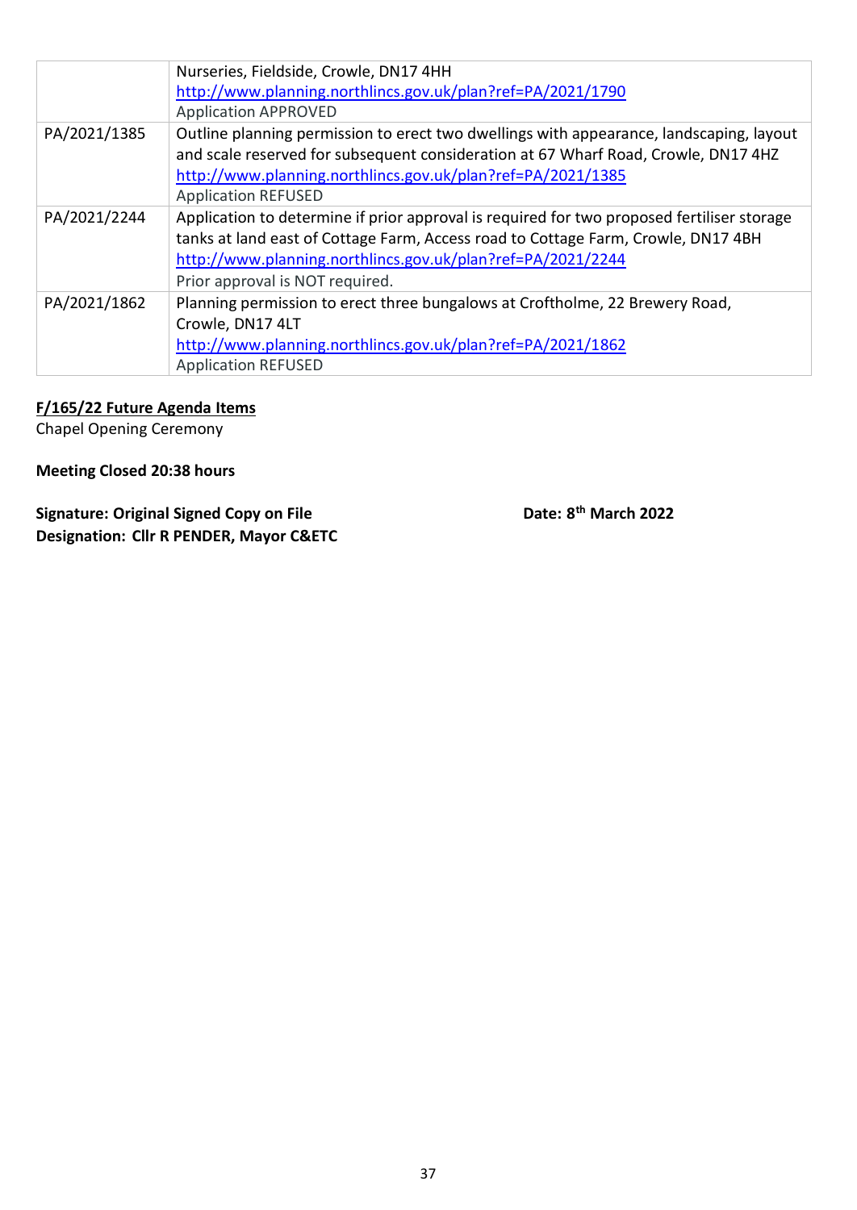| | |
|---|---|
| | Nurseries, Fieldside, Crowle, DN17 4HH<br>http://www.planning.northlincs.gov.uk/plan?ref=PA/2021/1790<br>Application APPROVED |
| PA/2021/1385 | Outline planning permission to erect two dwellings with appearance, landscaping, layout and scale reserved for subsequent consideration at 67 Wharf Road, Crowle, DN17 4HZ<br>http://www.planning.northlincs.gov.uk/plan?ref=PA/2021/1385<br>Application REFUSED |
| PA/2021/2244 | Application to determine if prior approval is required for two proposed fertiliser storage tanks at land east of Cottage Farm, Access road to Cottage Farm, Crowle, DN17 4BH<br>http://www.planning.northlincs.gov.uk/plan?ref=PA/2021/2244<br>Prior approval is NOT required. |
| PA/2021/1862 | Planning permission to erect three bungalows at Croftholme, 22 Brewery Road, Crowle, DN17 4LT<br>http://www.planning.northlincs.gov.uk/plan?ref=PA/2021/1862<br>Application REFUSED |

**F/165/22 Future Agenda Items**

Chapel Opening Ceremony

**Meeting Closed 20:38 hours**

**Signature: Original Signed Copy on File** **Date: 8th March 2022**

**Designation: Cllr R PENDER, Mayor C&ETC**